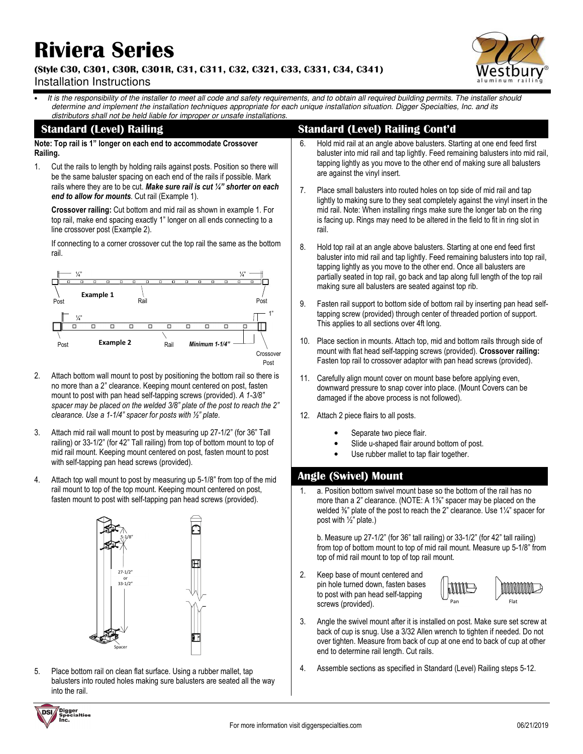# Riviera Series

**(Style C30, C301, C30R, C301R, C31, C311, C32, C321, C33, C331, C34, C341)**

Installation Instructions

- *It is the responsibility of the installer to meet all code and safety requirements, and to obtain all required building permits. The installer should determine and implement the installation techniques appropriate for each unique installation situation. Digger Specialties, Inc. and its distributors shall not be held liable for improper or unsafe installations.*

## Standard (Level) Railing

**Note: Top rail is 1" longer on each end to accommodate Crossover Railing.**

1. Cut the rails to length by holding rails against posts. Position so there will be the same baluster spacing on each end of the rails if possible. Mark rails where they are to be cut. ***Make sure rail is cut ¼" shorter on each end to allow for mounts***. Cut rail (Example 1).

   **Crossover railing:** Cut bottom and mid rail as shown in example 1. For top rail, make end spacing exactly 1" longer on all ends connecting to a line crossover post (Example 2).

   If connecting to a corner crossover cut the top rail the same as the bottom rail.

2. Attach bottom wall mount to post by positioning the bottom rail so there is no more than a 2" clearance. Keeping mount centered on post, fasten mount to post with pan head self-tapping screws (provided). *A 1-3/8" spacer may be placed on the welded 3/8" plate of the post to reach the 2" clearance. Use a 1-1/4" spacer for posts with ½" plate.*

3. Attach mid rail wall mount to post by measuring up 27-1/2" (for 36" Tall railing) or 33-1/2" (for 42" Tall railing) from top of bottom mount to top of mid rail mount. Keeping mount centered on post, fasten mount to post with self-tapping pan head screws (provided).

4. Attach top wall mount to post by measuring up 5-1/8" from top of the mid rail mount to top of the top mount. Keeping mount centered on post, fasten mount to post with self-tapping pan head screws (provided).

5. Place bottom rail on clean flat surface. Using a rubber mallet, tap balusters into routed holes making sure balusters are seated all the way into the rail.

## Standard (Level) Railing Cont'd

6. Hold mid rail at an angle above balusters. Starting at one end feed first baluster into mid rail and tap lightly. Feed remaining balusters into mid rail, tapping lightly as you move to the other end of making sure all balusters are against the vinyl insert.

7. Place small balusters into routed holes on top side of mid rail and tap lightly to making sure to they seat completely against the vinyl insert in the mid rail. Note: When installing rings make sure the longer tab on the ring is facing up. Rings may need to be altered in the field to fit in ring slot in rail.

8. Hold top rail at an angle above balusters. Starting at one end feed first baluster into mid rail and tap lightly. Feed remaining balusters into top rail, tapping lightly as you move to the other end. Once all balusters are partially seated in top rail, go back and tap along full length of the top rail making sure all balusters are seated against top rib.

9. Fasten rail support to bottom side of bottom rail by inserting pan head self-tapping screw (provided) through center of threaded portion of support. This applies to all sections over 4ft long.

10. Place section in mounts. Attach top, mid and bottom rails through side of mount with flat head self-tapping screws (provided). **Crossover railing:** Fasten top rail to crossover adaptor with pan head screws (provided).

11. Carefully align mount cover on mount base before applying even, downward pressure to snap cover into place. (Mount Covers can be damaged if the above process is not followed).

12. Attach 2 piece flairs to all posts.
    - Separate two piece flair.
    - Slide u-shaped flair around bottom of post.
    - Use rubber mallet to tap flair together.

## Angle (Swivel) Mount

1. a. Position bottom swivel mount base so the bottom of the rail has no more than a 2" clearance. (NOTE: A 1⅜" spacer may be placed on the welded ⅜" plate of the post to reach the 2" clearance. Use 1¼" spacer for post with ½" plate.)

   b. Measure up 27-1/2" (for 36" tall railing) or 33-1/2" (for 42" tall railing) from top of bottom mount to top of mid rail mount. Measure up 5-1/8" from top of mid rail mount to top of top rail mount.

2. Keep base of mount centered and pin hole turned down, fasten bases to post with pan head self-tapping screws (provided).

3. Angle the swivel mount after it is installed on post. Make sure set screw at back of cup is snug. Use a 3/32 Allen wrench to tighten if needed. Do not over tighten. Measure from back of cup at one end to back of cup at other end to determine rail length. Cut rails.

4. Assemble sections as specified in Standard (Level) Railing steps 5-12.

For more information visit diggerspecialties.com

06/21/2019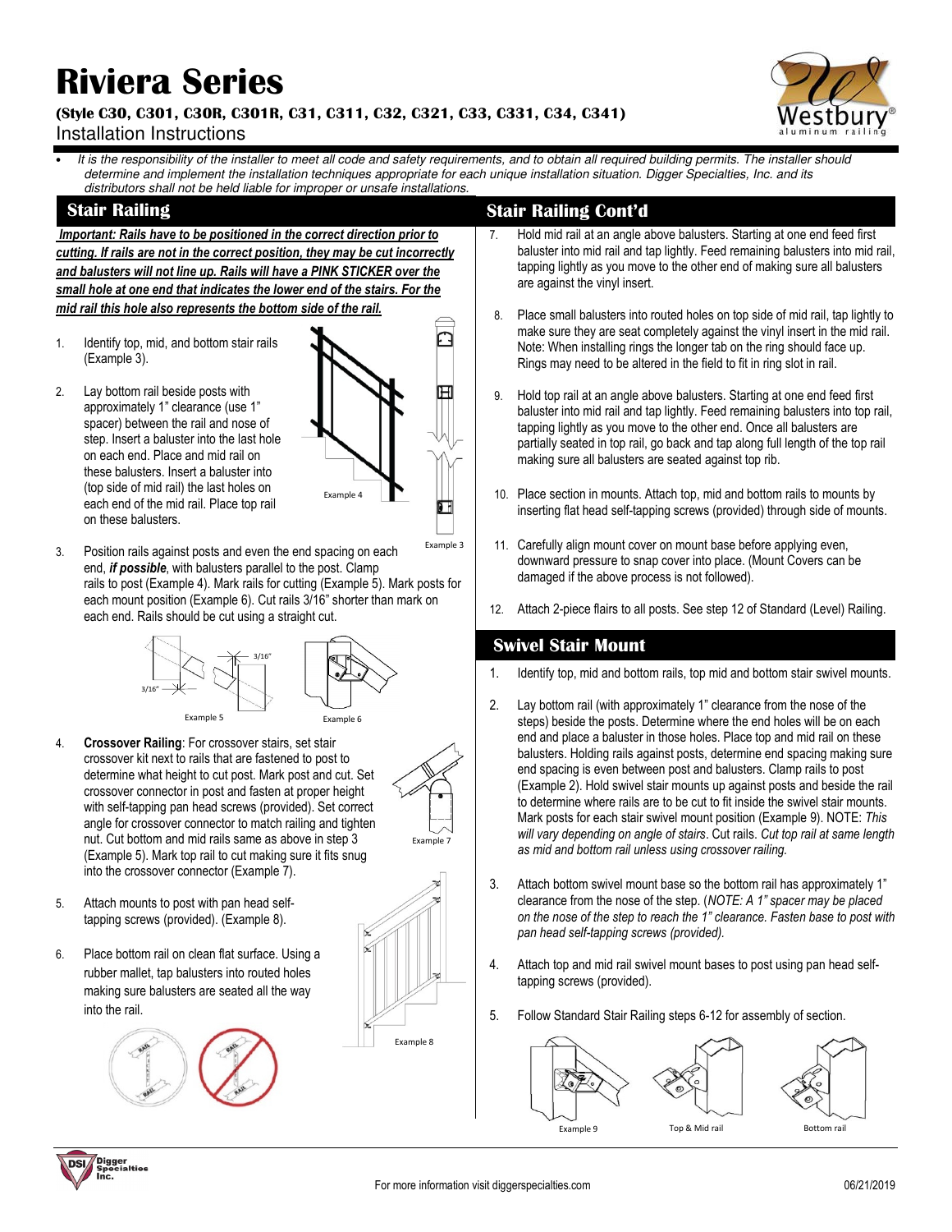// Riviera Series

# Riviera Series

**(Style C30, C301, C30R, C301R, C31, C311, C32, C321, C33, C331, C34, C341)**

Installation Instructions

- *It is the responsibility of the installer to meet all code and safety requirements, and to obtain all required building permits. The installer should determine and implement the installation techniques appropriate for each unique installation situation. Digger Specialties, Inc. and its distributors shall not be held liable for improper or unsafe installations.*

## Stair Railing

***Important: Rails have to be positioned in the correct direction prior to cutting. If rails are not in the correct position, they may be cut incorrectly and balusters will not line up. Rails will have a PINK STICKER over the small hole at one end that indicates the lower end of the stairs. For the mid rail this hole also represents the bottom side of the rail.***

1. Identify top, mid, and bottom stair rails (Example 3).
2. Lay bottom rail beside posts with approximately 1" clearance (use 1" spacer) between the rail and nose of step. Insert a baluster into the last hole on each end. Place and mid rail on these balusters. Insert a baluster into (top side of mid rail) the last holes on each end of the mid rail. Place top rail on these balusters.
3. Position rails against posts and even the end spacing on each end, ***if possible***, with balusters parallel to the post. Clamp rails to post (Example 4). Mark rails for cutting (Example 5). Mark posts for each mount position (Example 6). Cut rails 3/16" shorter than mark on each end. Rails should be cut using a straight cut.

Example 4

Example 3

3/16"

3/16"

Example 5

Example 6

4. **Crossover Railing**: For crossover stairs, set stair crossover kit next to rails that are fastened to post to determine what height to cut post. Mark post and cut. Set crossover connector in post and fasten at proper height with self-tapping pan head screws (provided). Set correct angle for crossover connector to match railing and tighten nut. Cut bottom and mid rails same as above in step 3 (Example 5). Mark top rail to cut making sure it fits snug into the crossover connector (Example 7).
5. Attach mounts to post with pan head self-tapping screws (provided). (Example 8).
6. Place bottom rail on clean flat surface. Using a rubber mallet, tap balusters into routed holes making sure balusters are seated all the way into the rail.

Example 7

Example 8

## Stair Railing Cont'd

7. Hold mid rail at an angle above balusters. Starting at one end feed first baluster into mid rail and tap lightly. Feed remaining balusters into mid rail, tapping lightly as you move to the other end of making sure all balusters are against the vinyl insert.
8. Place small balusters into routed holes on top side of mid rail, tap lightly to make sure they are seat completely against the vinyl insert in the mid rail. Note: When installing rings the longer tab on the ring should face up. Rings may need to be altered in the field to fit in ring slot in rail.
9. Hold top rail at an angle above balusters. Starting at one end feed first baluster into mid rail and tap lightly. Feed remaining balusters into top rail, tapping lightly as you move to the other end. Once all balusters are partially seated in top rail, go back and tap along full length of the top rail making sure all balusters are seated against top rib.
10. Place section in mounts. Attach top, mid and bottom rails to mounts by inserting flat head self-tapping screws (provided) through side of mounts.
11. Carefully align mount cover on mount base before applying even, downward pressure to snap cover into place. (Mount Covers can be damaged if the above process is not followed).
12. Attach 2-piece flairs to all posts. See step 12 of Standard (Level) Railing.

## Swivel Stair Mount

1. Identify top, mid and bottom rails, top mid and bottom stair swivel mounts.
2. Lay bottom rail (with approximately 1" clearance from the nose of the steps) beside the posts. Determine where the end holes will be on each end and place a baluster in those holes. Place top and mid rail on these balusters. Holding rails against posts, determine end spacing making sure end spacing is even between post and balusters. Clamp rails to post (Example 2). Hold swivel stair mounts up against posts and beside the rail to determine where rails are to be cut to fit inside the swivel stair mounts. Mark posts for each stair swivel mount position (Example 9). NOTE: *This will vary depending on angle of stairs*. Cut rails. *Cut top rail at same length as mid and bottom rail unless using crossover railing.*
3. Attach bottom swivel mount base so the bottom rail has approximately 1" clearance from the nose of the step. (*NOTE: A 1" spacer may be placed on the nose of the step to reach the 1" clearance. Fasten base to post with pan head self-tapping screws (provided).*
4. Attach top and mid rail swivel mount bases to post using pan head self-tapping screws (provided).
5. Follow Standard Stair Railing steps 6-12 for assembly of section.

Example 9

Top & Mid rail

Bottom rail

For more information visit diggerspecialties.com

06/21/2019